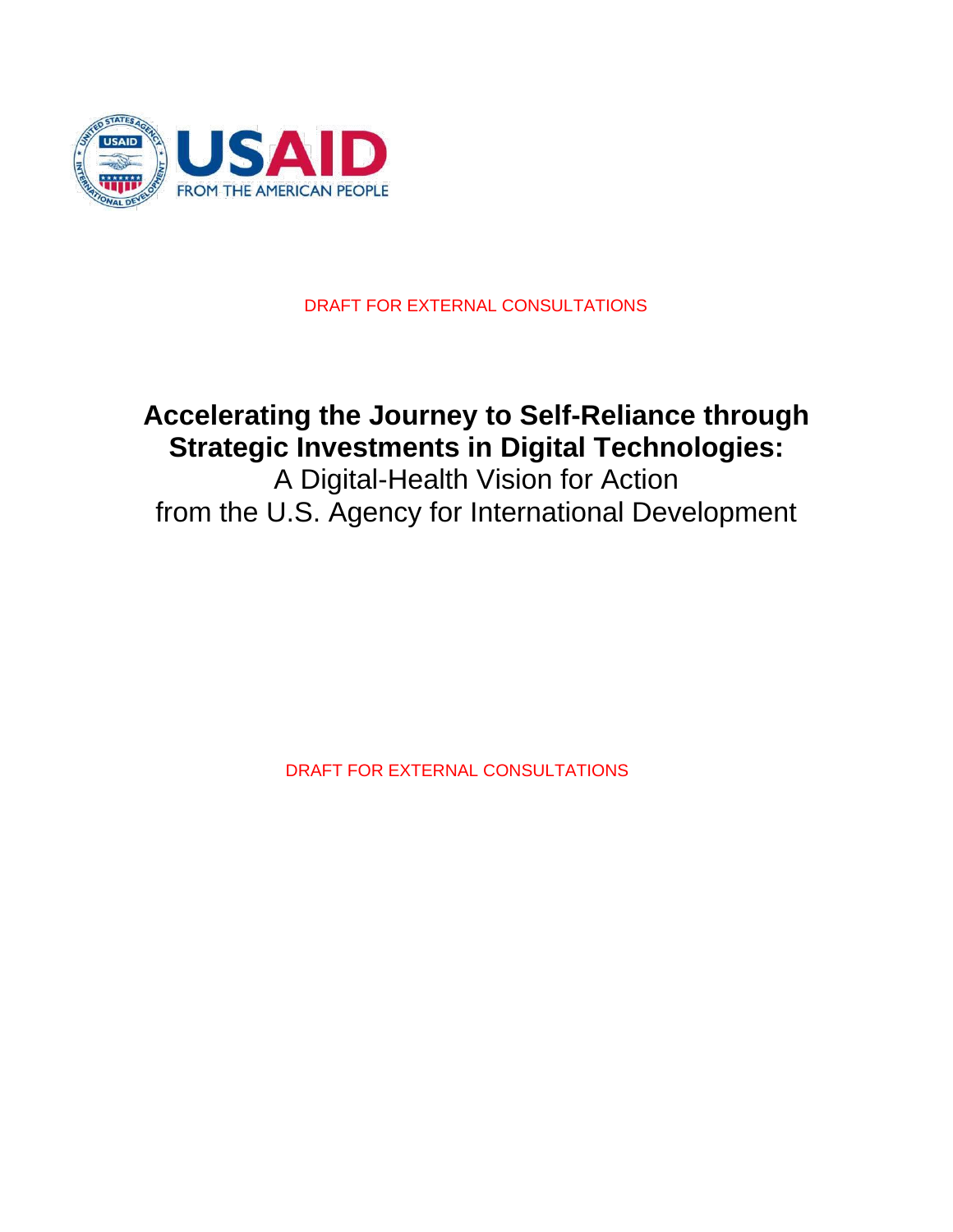USAID
FROM THE AMERICAN PEOPLE

DRAFT FOR EXTERNAL CONSULTATIONS

# Accelerating the Journey to Self-Reliance through Strategic Investments in Digital Technologies:

A Digital-Health Vision for Action
from the U.S. Agency for International Development

DRAFT FOR EXTERNAL CONSULTATIONS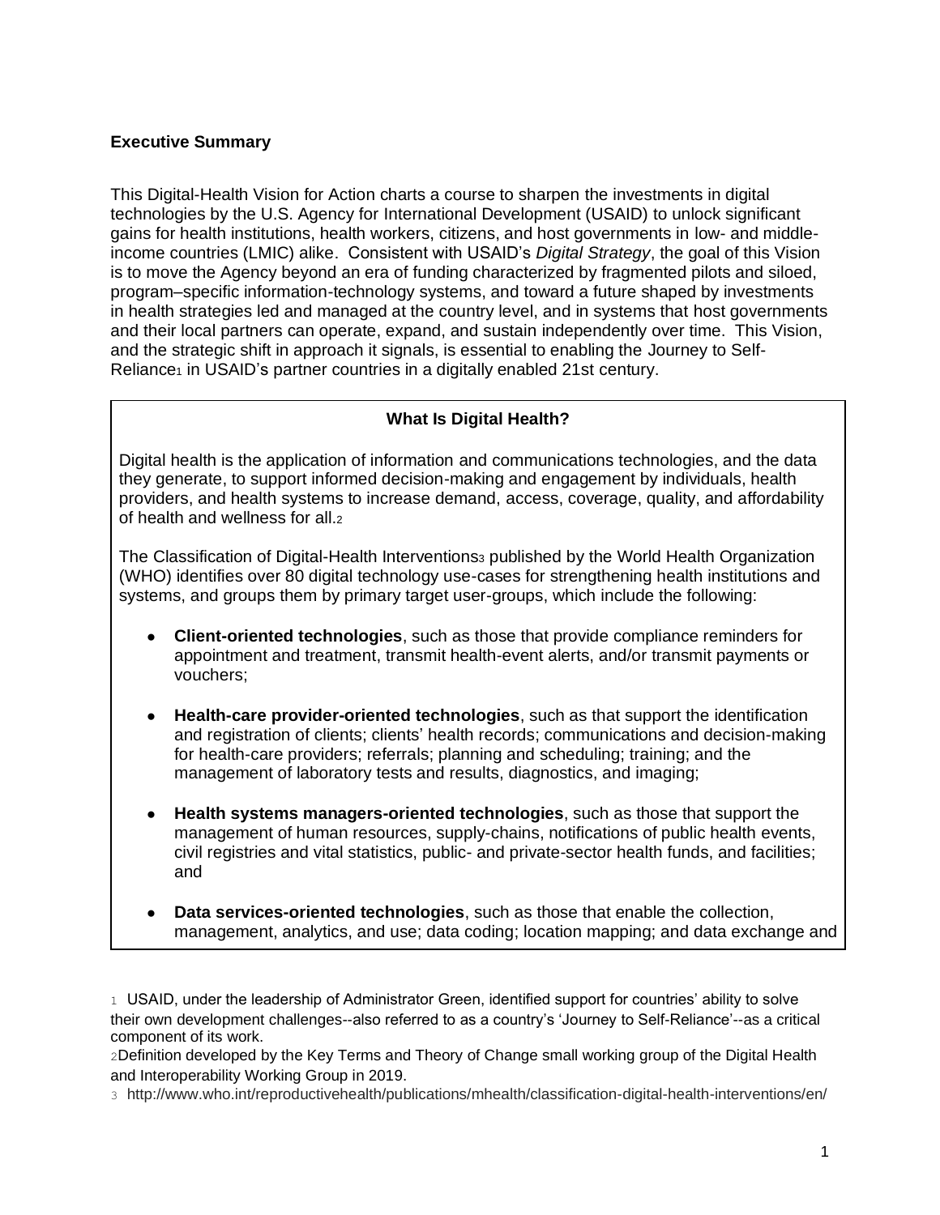**Executive Summary**

This Digital-Health Vision for Action charts a course to sharpen the investments in digital technologies by the U.S. Agency for International Development (USAID) to unlock significant gains for health institutions, health workers, citizens, and host governments in low- and middle-income countries (LMIC) alike. Consistent with USAID's *Digital Strategy*, the goal of this Vision is to move the Agency beyond an era of funding characterized by fragmented pilots and siloed, program–specific information-technology systems, and toward a future shaped by investments in health strategies led and managed at the country level, and in systems that host governments and their local partners can operate, expand, and sustain independently over time. This Vision, and the strategic shift in approach it signals, is essential to enabling the Journey to Self-Reliance[1] in USAID's partner countries in a digitally enabled 21st century.

**What Is Digital Health?**

Digital health is the application of information and communications technologies, and the data they generate, to support informed decision-making and engagement by individuals, health providers, and health systems to increase demand, access, coverage, quality, and affordability of health and wellness for all.[2]

The Classification of Digital-Health Interventions[3] published by the World Health Organization (WHO) identifies over 80 digital technology use-cases for strengthening health institutions and systems, and groups them by primary target user-groups, which include the following:

- **Client-oriented technologies**, such as those that provide compliance reminders for appointment and treatment, transmit health-event alerts, and/or transmit payments or vouchers;
- **Health-care provider-oriented technologies**, such as that support the identification and registration of clients; clients' health records; communications and decision-making for health-care providers; referrals; planning and scheduling; training; and the management of laboratory tests and results, diagnostics, and imaging;
- **Health systems managers-oriented technologies**, such as those that support the management of human resources, supply-chains, notifications of public health events, civil registries and vital statistics, public- and private-sector health funds, and facilities; and
- **Data services-oriented technologies**, such as those that enable the collection, management, analytics, and use; data coding; location mapping; and data exchange and

1 USAID, under the leadership of Administrator Green, identified support for countries' ability to solve their own development challenges--also referred to as a country's 'Journey to Self-Reliance'--as a critical component of its work.

2 Definition developed by the Key Terms and Theory of Change small working group of the Digital Health and Interoperability Working Group in 2019.

3 http://www.who.int/reproductivehealth/publications/mhealth/classification-digital-health-interventions/en/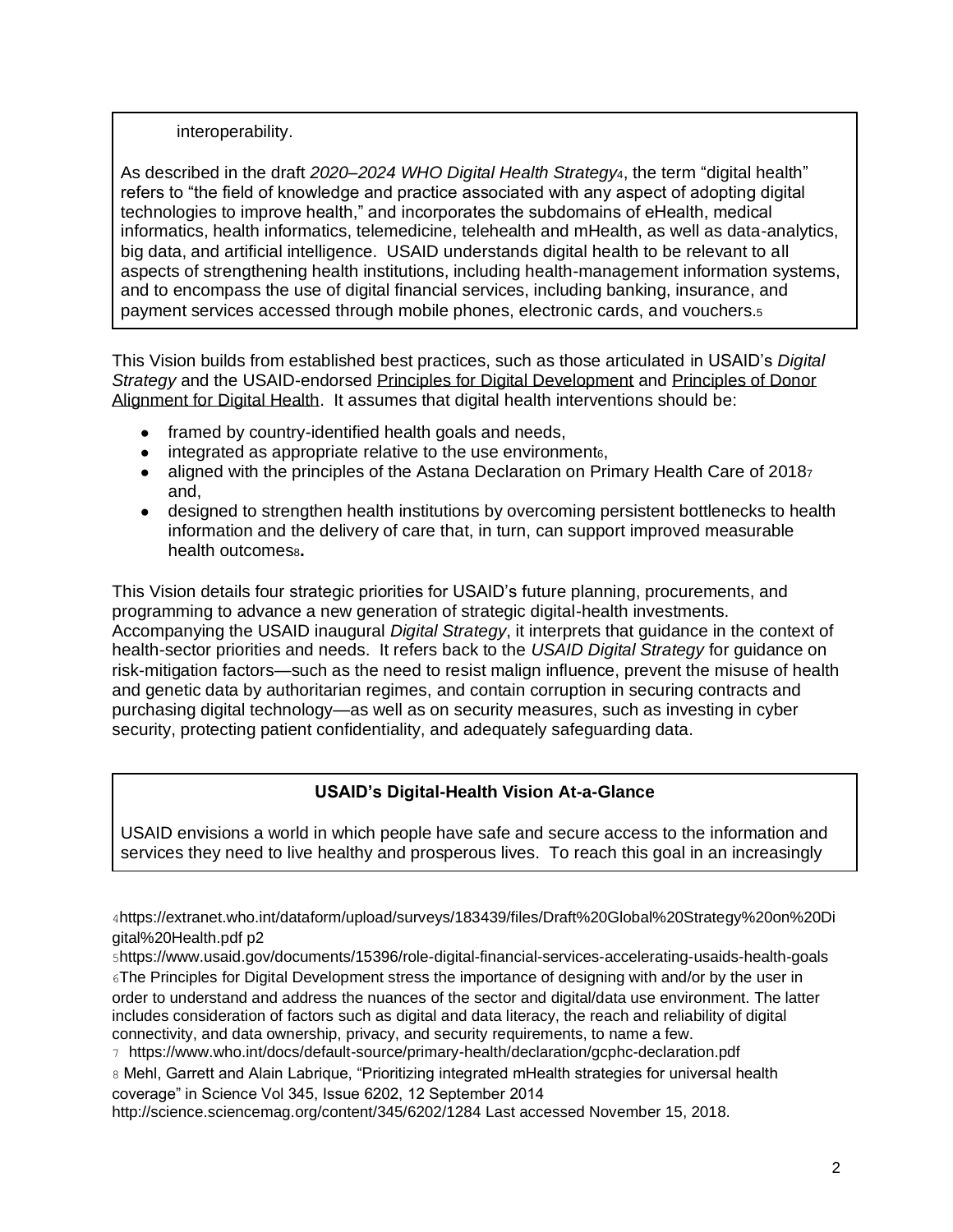interoperability.

As described in the draft *2020–2024 WHO Digital Health Strategy*[4], the term "digital health" refers to "the field of knowledge and practice associated with any aspect of adopting digital technologies to improve health," and incorporates the subdomains of eHealth, medical informatics, health informatics, telemedicine, telehealth and mHealth, as well as data-analytics, big data, and artificial intelligence. USAID understands digital health to be relevant to all aspects of strengthening health institutions, including health-management information systems, and to encompass the use of digital financial services, including banking, insurance, and payment services accessed through mobile phones, electronic cards, and vouchers.[5]

This Vision builds from established best practices, such as those articulated in USAID's *Digital Strategy* and the USAID-endorsed Principles for Digital Development and Principles of Donor Alignment for Digital Health. It assumes that digital health interventions should be:

- framed by country-identified health goals and needs,
- integrated as appropriate relative to the use environment[6],
- aligned with the principles of the Astana Declaration on Primary Health Care of 2018[7] and,
- designed to strengthen health institutions by overcoming persistent bottlenecks to health information and the delivery of care that, in turn, can support improved measurable health outcomes[8]**.**

This Vision details four strategic priorities for USAID's future planning, procurements, and programming to advance a new generation of strategic digital-health investments. Accompanying the USAID inaugural *Digital Strategy*, it interprets that guidance in the context of health-sector priorities and needs. It refers back to the *USAID Digital Strategy* for guidance on risk-mitigation factors—such as the need to resist malign influence, prevent the misuse of health and genetic data by authoritarian regimes, and contain corruption in securing contracts and purchasing digital technology—as well as on security measures, such as investing in cyber security, protecting patient confidentiality, and adequately safeguarding data.

**USAID's Digital-Health Vision At-a-Glance**

USAID envisions a world in which people have safe and secure access to the information and services they need to live healthy and prosperous lives. To reach this goal in an increasingly

[4] https://extranet.who.int/dataform/upload/surveys/183439/files/Draft%20Global%20Strategy%20on%20Digital%20Health.pdf p2

[5] https://www.usaid.gov/documents/15396/role-digital-financial-services-accelerating-usaids-health-goals

[6] The Principles for Digital Development stress the importance of designing with and/or by the user in order to understand and address the nuances of the sector and digital/data use environment. The latter includes consideration of factors such as digital and data literacy, the reach and reliability of digital connectivity, and data ownership, privacy, and security requirements, to name a few.

[7] https://www.who.int/docs/default-source/primary-health/declaration/gcphc-declaration.pdf

[8] Mehl, Garrett and Alain Labrique, "Prioritizing integrated mHealth strategies for universal health coverage" in Science Vol 345, Issue 6202, 12 September 2014 http://science.sciencemag.org/content/345/6202/1284 Last accessed November 15, 2018.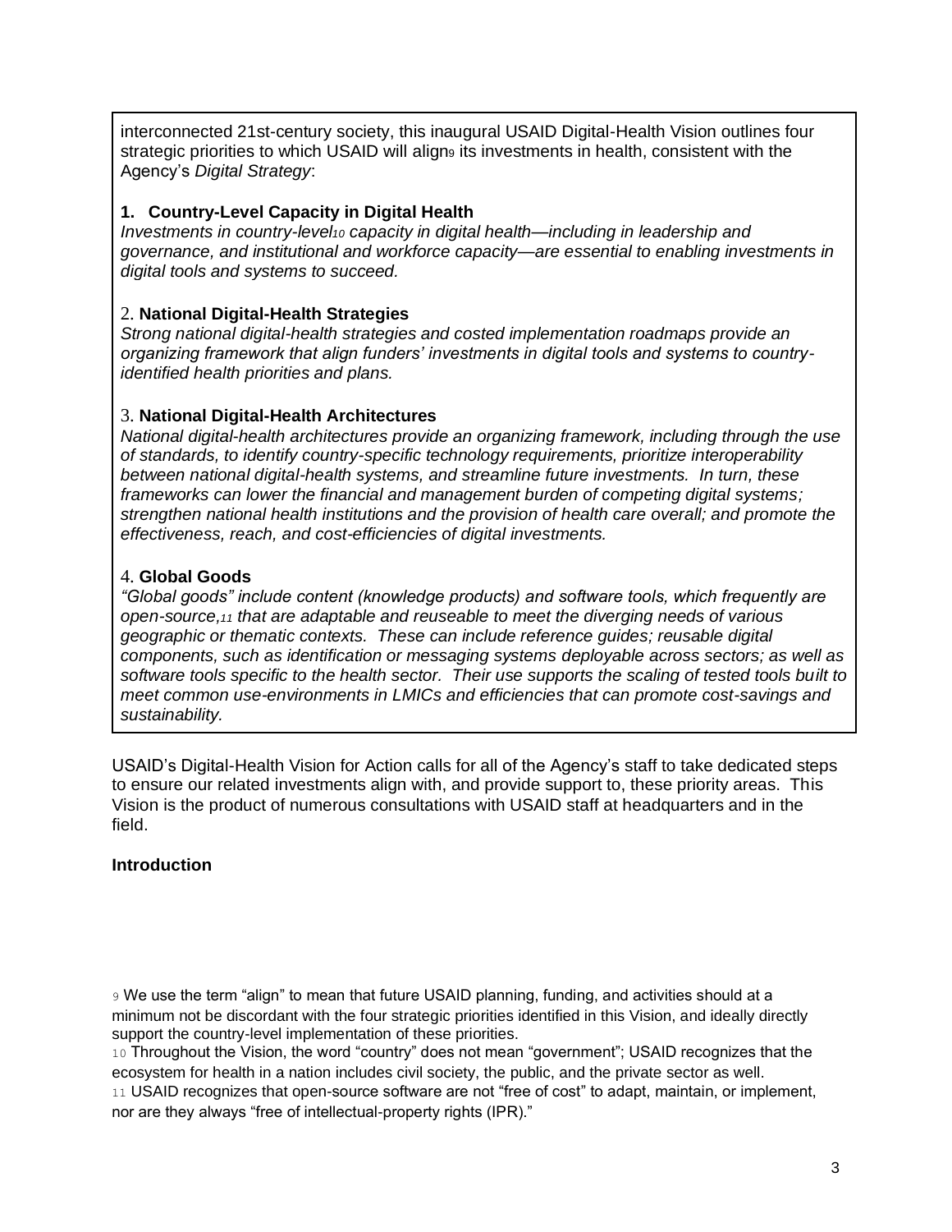interconnected 21st-century society, this inaugural USAID Digital-Health Vision outlines four strategic priorities to which USAID will align[9] its investments in health, consistent with the Agency's *Digital Strategy*:

**1. Country-Level Capacity in Digital Health**
*Investments in country-level[10] capacity in digital health—including in leadership and governance, and institutional and workforce capacity—are essential to enabling investments in digital tools and systems to succeed.*

2. **National Digital-Health Strategies**
*Strong national digital-health strategies and costed implementation roadmaps provide an organizing framework that align funders' investments in digital tools and systems to country-identified health priorities and plans.*

3. **National Digital-Health Architectures**
*National digital-health architectures provide an organizing framework, including through the use of standards, to identify country-specific technology requirements, prioritize interoperability between national digital-health systems, and streamline future investments. In turn, these frameworks can lower the financial and management burden of competing digital systems; strengthen national health institutions and the provision of health care overall; and promote the effectiveness, reach, and cost-efficiencies of digital investments.*

4. **Global Goods**
*"Global goods" include content (knowledge products) and software tools, which frequently are open-source,[11] that are adaptable and reuseable to meet the diverging needs of various geographic or thematic contexts. These can include reference guides; reusable digital components, such as identification or messaging systems deployable across sectors; as well as software tools specific to the health sector. Their use supports the scaling of tested tools built to meet common use-environments in LMICs and efficiencies that can promote cost-savings and sustainability.*

USAID's Digital-Health Vision for Action calls for all of the Agency's staff to take dedicated steps to ensure our related investments align with, and provide support to, these priority areas. This Vision is the product of numerous consultations with USAID staff at headquarters and in the field.

**Introduction**

[9] We use the term "align" to mean that future USAID planning, funding, and activities should at a minimum not be discordant with the four strategic priorities identified in this Vision, and ideally directly support the country-level implementation of these priorities.

[10] Throughout the Vision, the word "country" does not mean "government"; USAID recognizes that the ecosystem for health in a nation includes civil society, the public, and the private sector as well.

[11] USAID recognizes that open-source software are not "free of cost" to adapt, maintain, or implement, nor are they always "free of intellectual-property rights (IPR)."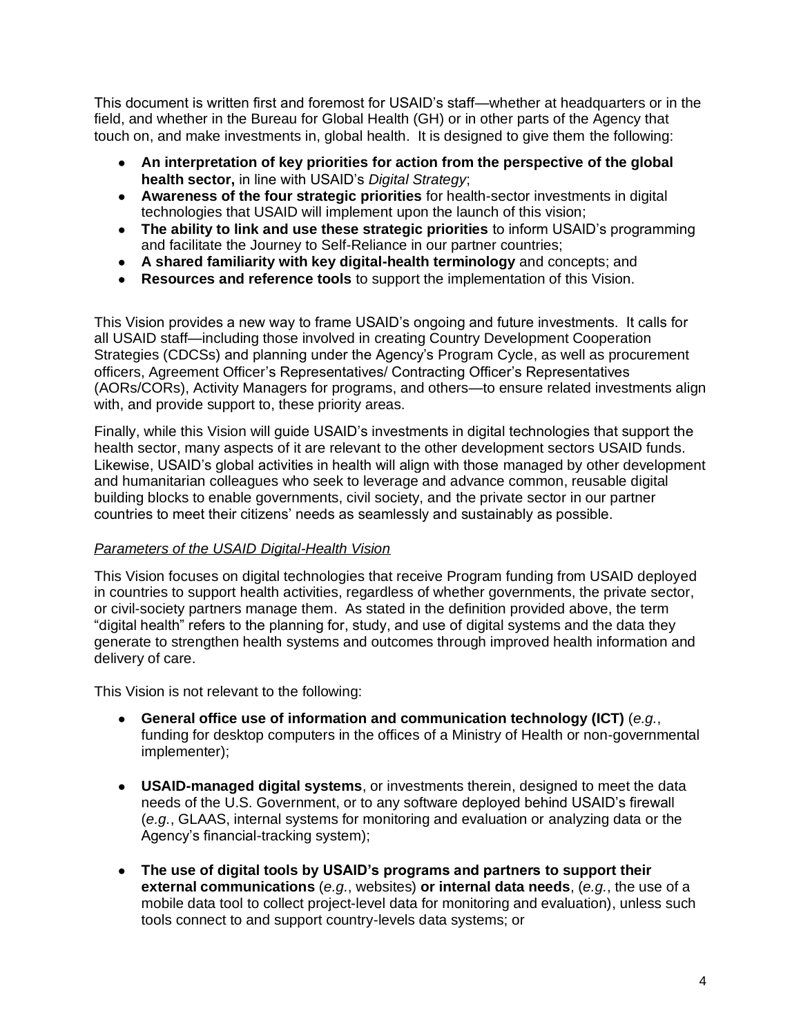This document is written first and foremost for USAID's staff—whether at headquarters or in the field, and whether in the Bureau for Global Health (GH) or in other parts of the Agency that touch on, and make investments in, global health. It is designed to give them the following:

- **An interpretation of key priorities for action from the perspective of the global health sector,** in line with USAID's *Digital Strategy*;
- **Awareness of the four strategic priorities** for health-sector investments in digital technologies that USAID will implement upon the launch of this vision;
- **The ability to link and use these strategic priorities** to inform USAID's programming and facilitate the Journey to Self-Reliance in our partner countries;
- **A shared familiarity with key digital-health terminology** and concepts; and
- **Resources and reference tools** to support the implementation of this Vision.

This Vision provides a new way to frame USAID's ongoing and future investments. It calls for all USAID staff—including those involved in creating Country Development Cooperation Strategies (CDCSs) and planning under the Agency's Program Cycle, as well as procurement officers, Agreement Officer's Representatives/ Contracting Officer's Representatives (AORs/CORs), Activity Managers for programs, and others—to ensure related investments align with, and provide support to, these priority areas.

Finally, while this Vision will guide USAID's investments in digital technologies that support the health sector, many aspects of it are relevant to the other development sectors USAID funds. Likewise, USAID's global activities in health will align with those managed by other development and humanitarian colleagues who seek to leverage and advance common, reusable digital building blocks to enable governments, civil society, and the private sector in our partner countries to meet their citizens' needs as seamlessly and sustainably as possible.

*Parameters of the USAID Digital-Health Vision*

This Vision focuses on digital technologies that receive Program funding from USAID deployed in countries to support health activities, regardless of whether governments, the private sector, or civil-society partners manage them. As stated in the definition provided above, the term "digital health" refers to the planning for, study, and use of digital systems and the data they generate to strengthen health systems and outcomes through improved health information and delivery of care.

This Vision is not relevant to the following:

- **General office use of information and communication technology (ICT)** (*e.g.*, funding for desktop computers in the offices of a Ministry of Health or non-governmental implementer);
- **USAID-managed digital systems**, or investments therein, designed to meet the data needs of the U.S. Government, or to any software deployed behind USAID's firewall (*e.g.*, GLAAS, internal systems for monitoring and evaluation or analyzing data or the Agency's financial-tracking system);
- **The use of digital tools by USAID's programs and partners to support their external communications** (*e.g.*, websites) **or internal data needs**, (*e.g.*, the use of a mobile data tool to collect project-level data for monitoring and evaluation), unless such tools connect to and support country-levels data systems; or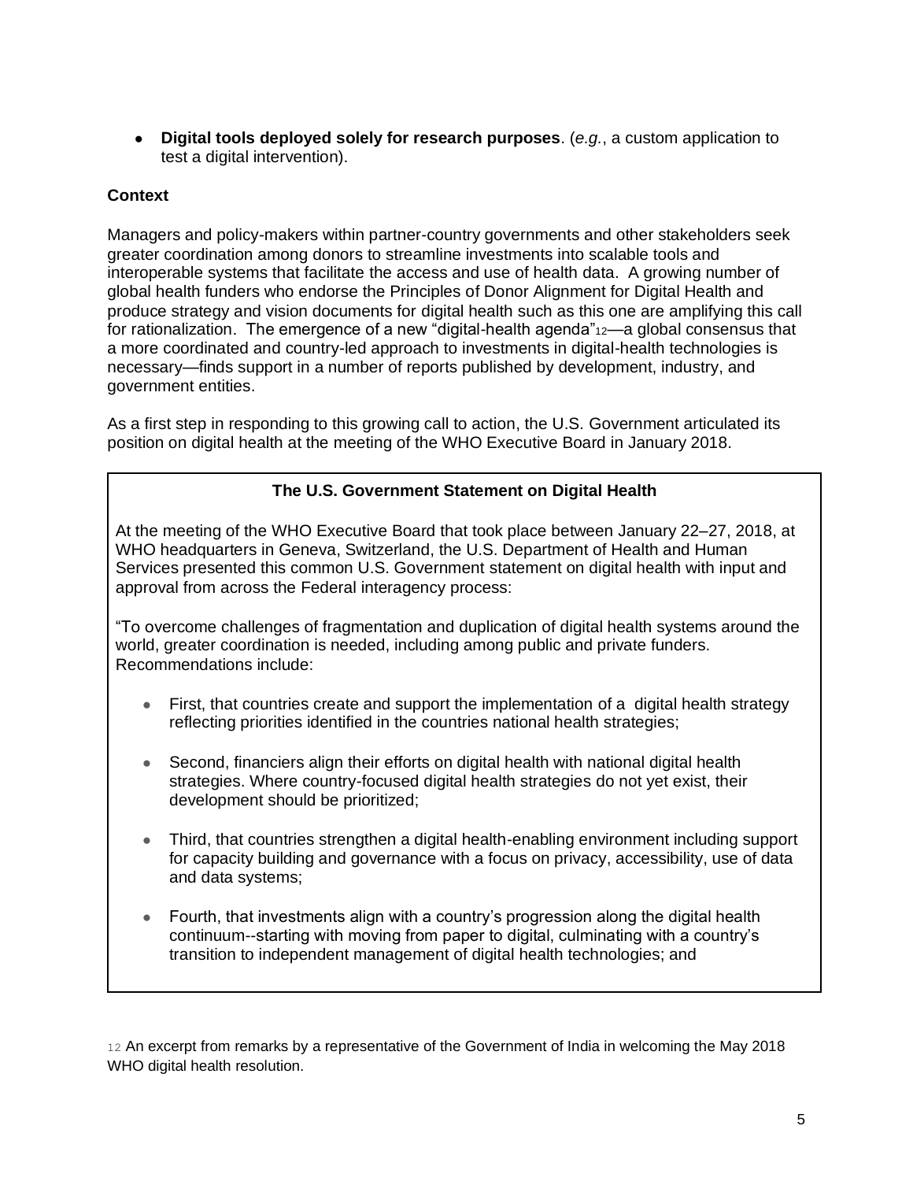- **Digital tools deployed solely for research purposes**. (*e.g.*, a custom application to test a digital intervention).

**Context**

Managers and policy-makers within partner-country governments and other stakeholders seek greater coordination among donors to streamline investments into scalable tools and interoperable systems that facilitate the access and use of health data. A growing number of global health funders who endorse the Principles of Donor Alignment for Digital Health and produce strategy and vision documents for digital health such as this one are amplifying this call for rationalization. The emergence of a new "digital-health agenda"[12]—a global consensus that a more coordinated and country-led approach to investments in digital-health technologies is necessary—finds support in a number of reports published by development, industry, and government entities.

As a first step in responding to this growing call to action, the U.S. Government articulated its position on digital health at the meeting of the WHO Executive Board in January 2018.

> **The U.S. Government Statement on Digital Health**
>
> At the meeting of the WHO Executive Board that took place between January 22–27, 2018, at WHO headquarters in Geneva, Switzerland, the U.S. Department of Health and Human Services presented this common U.S. Government statement on digital health with input and approval from across the Federal interagency process:
>
> "To overcome challenges of fragmentation and duplication of digital health systems around the world, greater coordination is needed, including among public and private funders. Recommendations include:
>
> - First, that countries create and support the implementation of a digital health strategy reflecting priorities identified in the countries national health strategies;
> - Second, financiers align their efforts on digital health with national digital health strategies. Where country-focused digital health strategies do not yet exist, their development should be prioritized;
> - Third, that countries strengthen a digital health-enabling environment including support for capacity building and governance with a focus on privacy, accessibility, use of data and data systems;
> - Fourth, that investments align with a country's progression along the digital health continuum--starting with moving from paper to digital, culminating with a country's transition to independent management of digital health technologies; and

[12] An excerpt from remarks by a representative of the Government of India in welcoming the May 2018 WHO digital health resolution.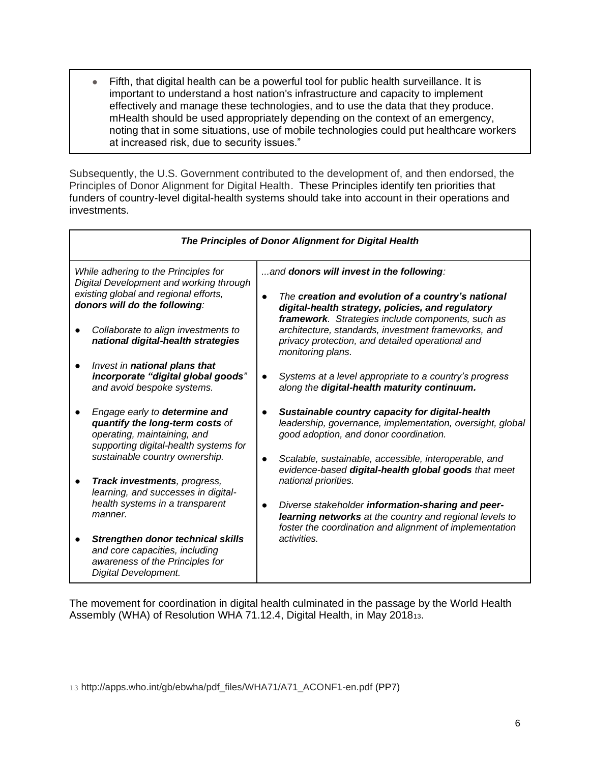- Fifth, that digital health can be a powerful tool for public health surveillance. It is important to understand a host nation's infrastructure and capacity to implement effectively and manage these technologies, and to use the data that they produce. mHealth should be used appropriately depending on the context of an emergency, noting that in some situations, use of mobile technologies could put healthcare workers at increased risk, due to security issues."

Subsequently, the U.S. Government contributed to the development of, and then endorsed, the Principles of Donor Alignment for Digital Health. These Principles identify ten priorities that funders of country-level digital-health systems should take into account in their operations and investments.

| ***The Principles of Donor Alignment for Digital Health*** | |
|---|---|
| *While adhering to the Principles for Digital Development and working through existing global and regional efforts,* ***donors will do the following****:*<br><br>● *Collaborate to align investments to* ***national digital-health strategies***<br><br>● *Invest in* ***national plans that incorporate "digital global goods"*** *and avoid bespoke systems.*<br><br>● *Engage early to* ***determine and quantify the long-term costs*** *of operating, maintaining, and supporting digital-health systems for sustainable country ownership.*<br><br>● ***Track investments****, progress, learning, and successes in digital-health systems in a transparent manner.*<br><br>● ***Strengthen donor technical skills*** *and core capacities, including awareness of the Principles for Digital Development.* | *...and* ***donors will invest in the following****:*<br><br>● *The* ***creation and evolution of a country's national digital-health strategy, policies, and regulatory framework****. Strategies include components, such as architecture, standards, investment frameworks, and privacy protection, and detailed operational and monitoring plans.*<br><br>● *Systems at a level appropriate to a country's progress along the* ***digital-health maturity continuum.***<br><br>● ***Sustainable country capacity for digital-health*** *leadership, governance, implementation, oversight, global good adoption, and donor coordination.*<br><br>● *Scalable, sustainable, accessible, interoperable, and evidence-based* ***digital-health global goods*** *that meet national priorities.*<br><br>● *Diverse stakeholder* ***information-sharing and peer-learning networks*** *at the country and regional levels to foster the coordination and alignment of implementation activities.* |

The movement for coordination in digital health culminated in the passage by the World Health Assembly (WHA) of Resolution WHA 71.12.4, Digital Health, in May 2018[13].

[13] http://apps.who.int/gb/ebwha/pdf_files/WHA71/A71_ACONF1-en.pdf (PP7)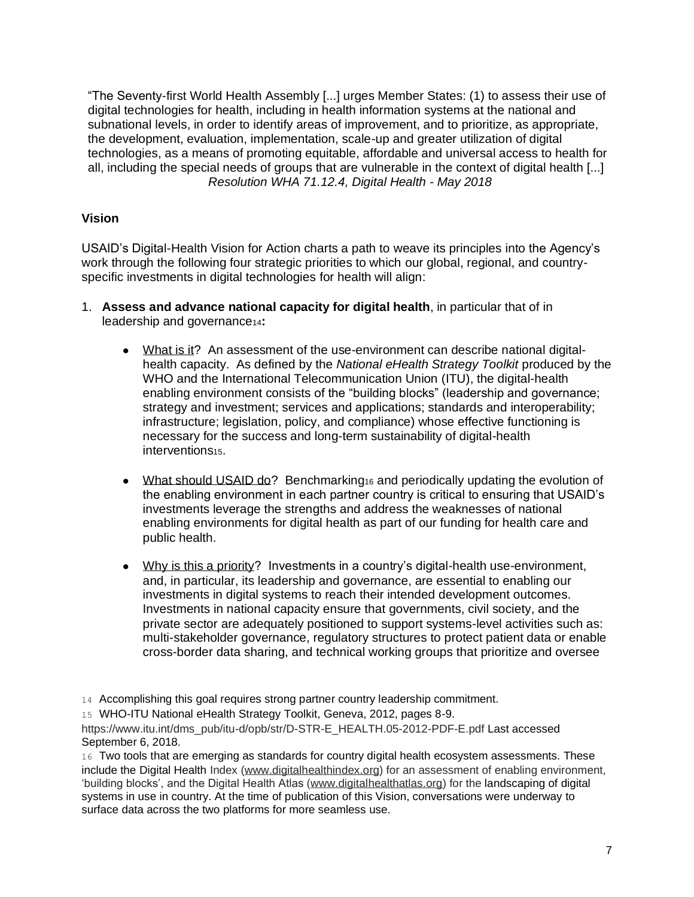"The Seventy-first World Health Assembly [...] urges Member States: (1) to assess their use of digital technologies for health, including in health information systems at the national and subnational levels, in order to identify areas of improvement, and to prioritize, as appropriate, the development, evaluation, implementation, scale-up and greater utilization of digital technologies, as a means of promoting equitable, affordable and universal access to health for all, including the special needs of groups that are vulnerable in the context of digital health [...]

*Resolution WHA 71.12.4, Digital Health - May 2018*

**Vision**

USAID's Digital-Health Vision for Action charts a path to weave its principles into the Agency's work through the following four strategic priorities to which our global, regional, and country-specific investments in digital technologies for health will align:

1. **Assess and advance national capacity for digital health**, in particular that of in leadership and governance[14]**:**

    - What is it? An assessment of the use-environment can describe national digital-health capacity. As defined by the *National eHealth Strategy Toolkit* produced by the WHO and the International Telecommunication Union (ITU), the digital-health enabling environment consists of the "building blocks" (leadership and governance; strategy and investment; services and applications; standards and interoperability; infrastructure; legislation, policy, and compliance) whose effective functioning is necessary for the success and long-term sustainability of digital-health interventions[15].

    - What should USAID do? Benchmarking[16] and periodically updating the evolution of the enabling environment in each partner country is critical to ensuring that USAID's investments leverage the strengths and address the weaknesses of national enabling environments for digital health as part of our funding for health care and public health.

    - Why is this a priority? Investments in a country's digital-health use-environment, and, in particular, its leadership and governance, are essential to enabling our investments in digital systems to reach their intended development outcomes. Investments in national capacity ensure that governments, civil society, and the private sector are adequately positioned to support systems-level activities such as: multi-stakeholder governance, regulatory structures to protect patient data or enable cross-border data sharing, and technical working groups that prioritize and oversee

[14] Accomplishing this goal requires strong partner country leadership commitment.

[15] WHO-ITU National eHealth Strategy Toolkit, Geneva, 2012, pages 8-9. https://www.itu.int/dms_pub/itu-d/opb/str/D-STR-E_HEALTH.05-2012-PDF-E.pdf Last accessed September 6, 2018.

[16] Two tools that are emerging as standards for country digital health ecosystem assessments. These include the Digital Health Index (www.digitalhealthindex.org) for an assessment of enabling environment, 'building blocks', and the Digital Health Atlas (www.digitalhealthatlas.org) for the landscaping of digital systems in use in country. At the time of publication of this Vision, conversations were underway to surface data across the two platforms for more seamless use.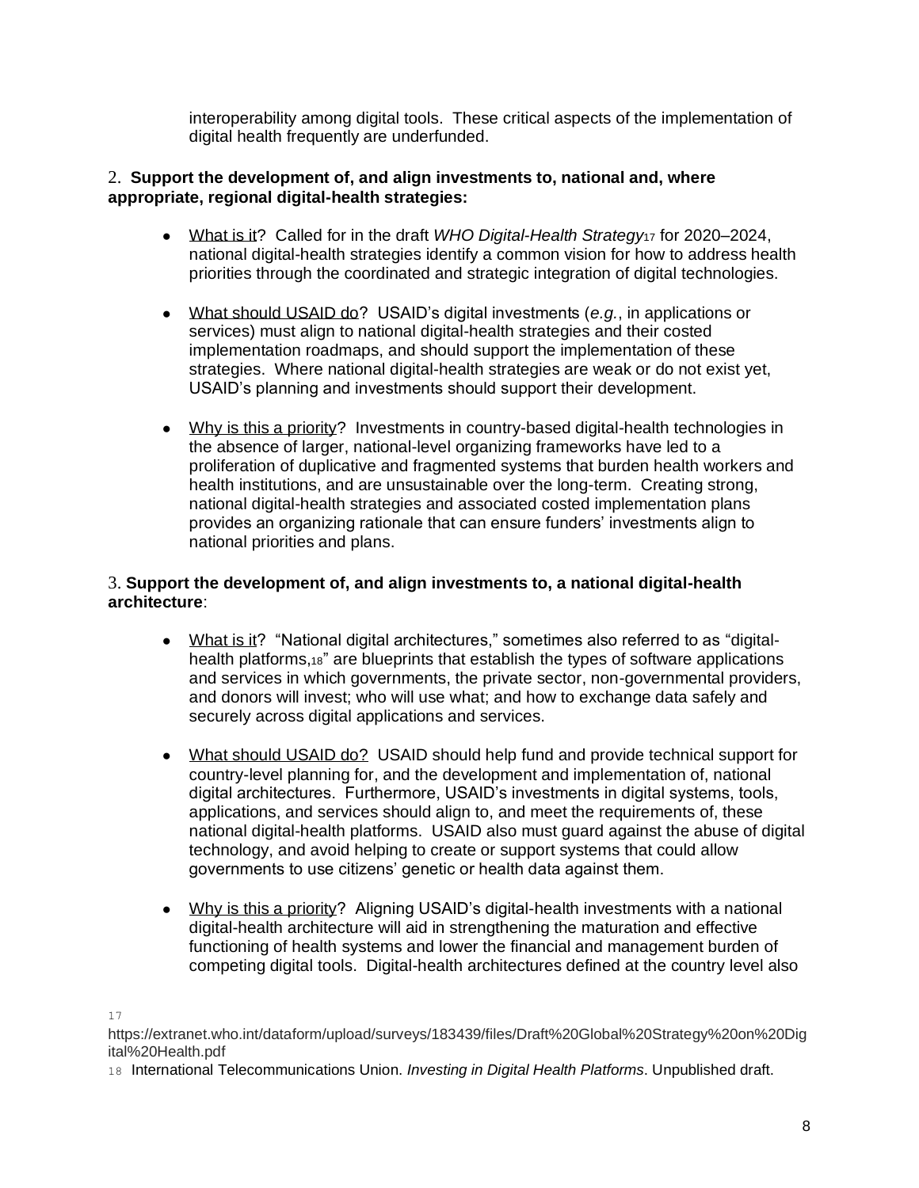interoperability among digital tools. These critical aspects of the implementation of digital health frequently are underfunded.

2. **Support the development of, and align investments to, national and, where appropriate, regional digital-health strategies:**

- What is it? Called for in the draft *WHO Digital-Health Strategy*[17] for 2020–2024, national digital-health strategies identify a common vision for how to address health priorities through the coordinated and strategic integration of digital technologies.

- What should USAID do? USAID's digital investments (*e.g.*, in applications or services) must align to national digital-health strategies and their costed implementation roadmaps, and should support the implementation of these strategies. Where national digital-health strategies are weak or do not exist yet, USAID's planning and investments should support their development.

- Why is this a priority? Investments in country-based digital-health technologies in the absence of larger, national-level organizing frameworks have led to a proliferation of duplicative and fragmented systems that burden health workers and health institutions, and are unsustainable over the long-term. Creating strong, national digital-health strategies and associated costed implementation plans provides an organizing rationale that can ensure funders' investments align to national priorities and plans.

3. **Support the development of, and align investments to, a national digital-health architecture**:

- What is it? "National digital architectures," sometimes also referred to as "digital-health platforms,[18]" are blueprints that establish the types of software applications and services in which governments, the private sector, non-governmental providers, and donors will invest; who will use what; and how to exchange data safely and securely across digital applications and services.

- What should USAID do? USAID should help fund and provide technical support for country-level planning for, and the development and implementation of, national digital architectures. Furthermore, USAID's investments in digital systems, tools, applications, and services should align to, and meet the requirements of, these national digital-health platforms. USAID also must guard against the abuse of digital technology, and avoid helping to create or support systems that could allow governments to use citizens' genetic or health data against them.

- Why is this a priority? Aligning USAID's digital-health investments with a national digital-health architecture will aid in strengthening the maturation and effective functioning of health systems and lower the financial and management burden of competing digital tools. Digital-health architectures defined at the country level also

[17] https://extranet.who.int/dataform/upload/surveys/183439/files/Draft%20Global%20Strategy%20on%20Digital%20Health.pdf

[18] International Telecommunications Union. *Investing in Digital Health Platforms*. Unpublished draft.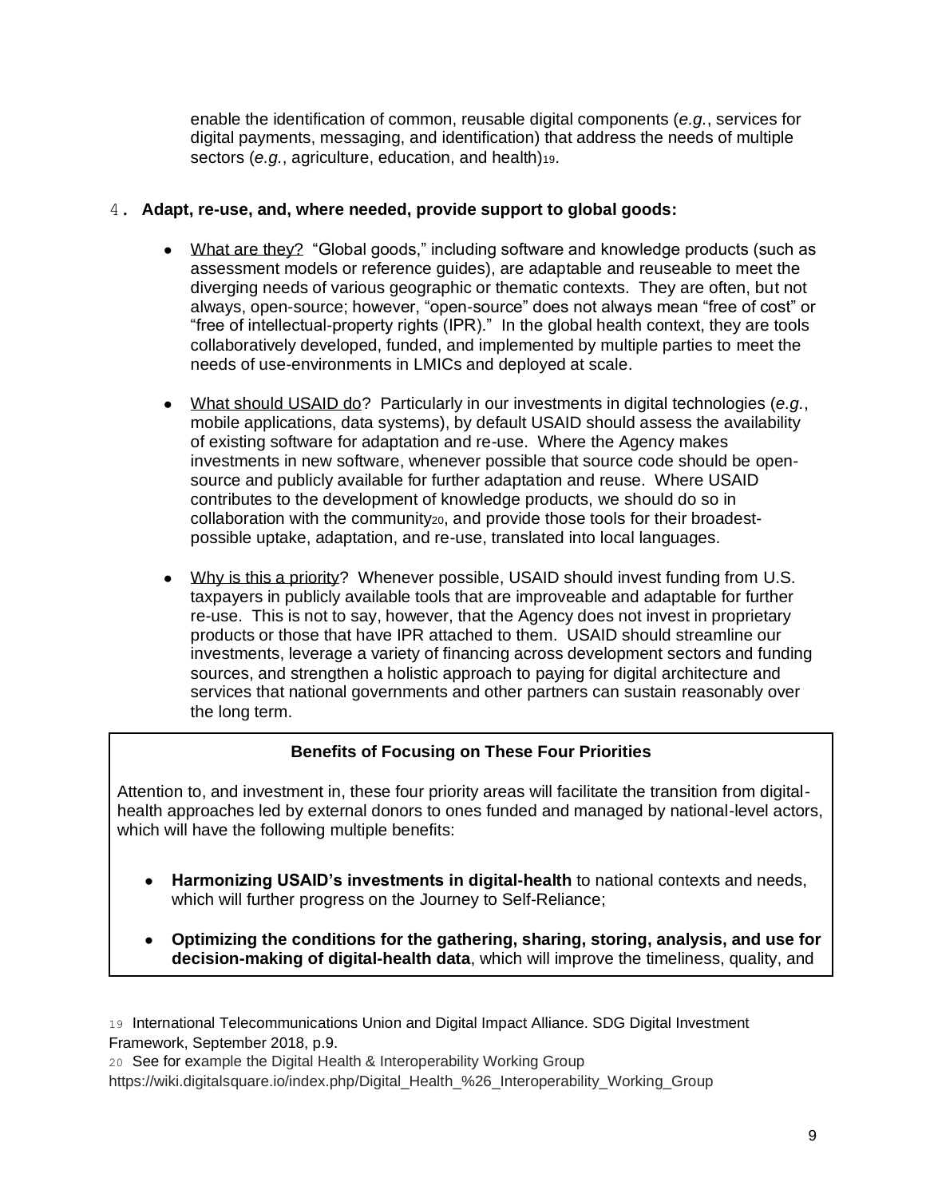enable the identification of common, reusable digital components (*e.g.*, services for digital payments, messaging, and identification) that address the needs of multiple sectors (*e.g.*, agriculture, education, and health)[19].

4. **Adapt, re-use, and, where needed, provide support to global goods:**

- What are they? "Global goods," including software and knowledge products (such as assessment models or reference guides), are adaptable and reuseable to meet the diverging needs of various geographic or thematic contexts. They are often, but not always, open-source; however, "open-source" does not always mean "free of cost" or "free of intellectual-property rights (IPR)." In the global health context, they are tools collaboratively developed, funded, and implemented by multiple parties to meet the needs of use-environments in LMICs and deployed at scale.

- What should USAID do? Particularly in our investments in digital technologies (*e.g.*, mobile applications, data systems), by default USAID should assess the availability of existing software for adaptation and re-use. Where the Agency makes investments in new software, whenever possible that source code should be open-source and publicly available for further adaptation and reuse. Where USAID contributes to the development of knowledge products, we should do so in collaboration with the community[20], and provide those tools for their broadest-possible uptake, adaptation, and re-use, translated into local languages.

- Why is this a priority? Whenever possible, USAID should invest funding from U.S. taxpayers in publicly available tools that are improveable and adaptable for further re-use. This is not to say, however, that the Agency does not invest in proprietary products or those that have IPR attached to them. USAID should streamline our investments, leverage a variety of financing across development sectors and funding sources, and strengthen a holistic approach to paying for digital architecture and services that national governments and other partners can sustain reasonably over the long term.

**Benefits of Focusing on These Four Priorities**

Attention to, and investment in, these four priority areas will facilitate the transition from digital-health approaches led by external donors to ones funded and managed by national-level actors, which will have the following multiple benefits:

- **Harmonizing USAID's investments in digital-health** to national contexts and needs, which will further progress on the Journey to Self-Reliance;

- **Optimizing the conditions for the gathering, sharing, storing, analysis, and use for decision-making of digital-health data**, which will improve the timeliness, quality, and

[19] International Telecommunications Union and Digital Impact Alliance. SDG Digital Investment Framework, September 2018, p.9.

[20] See for example the Digital Health & Interoperability Working Group https://wiki.digitalsquare.io/index.php/Digital_Health_%26_Interoperability_Working_Group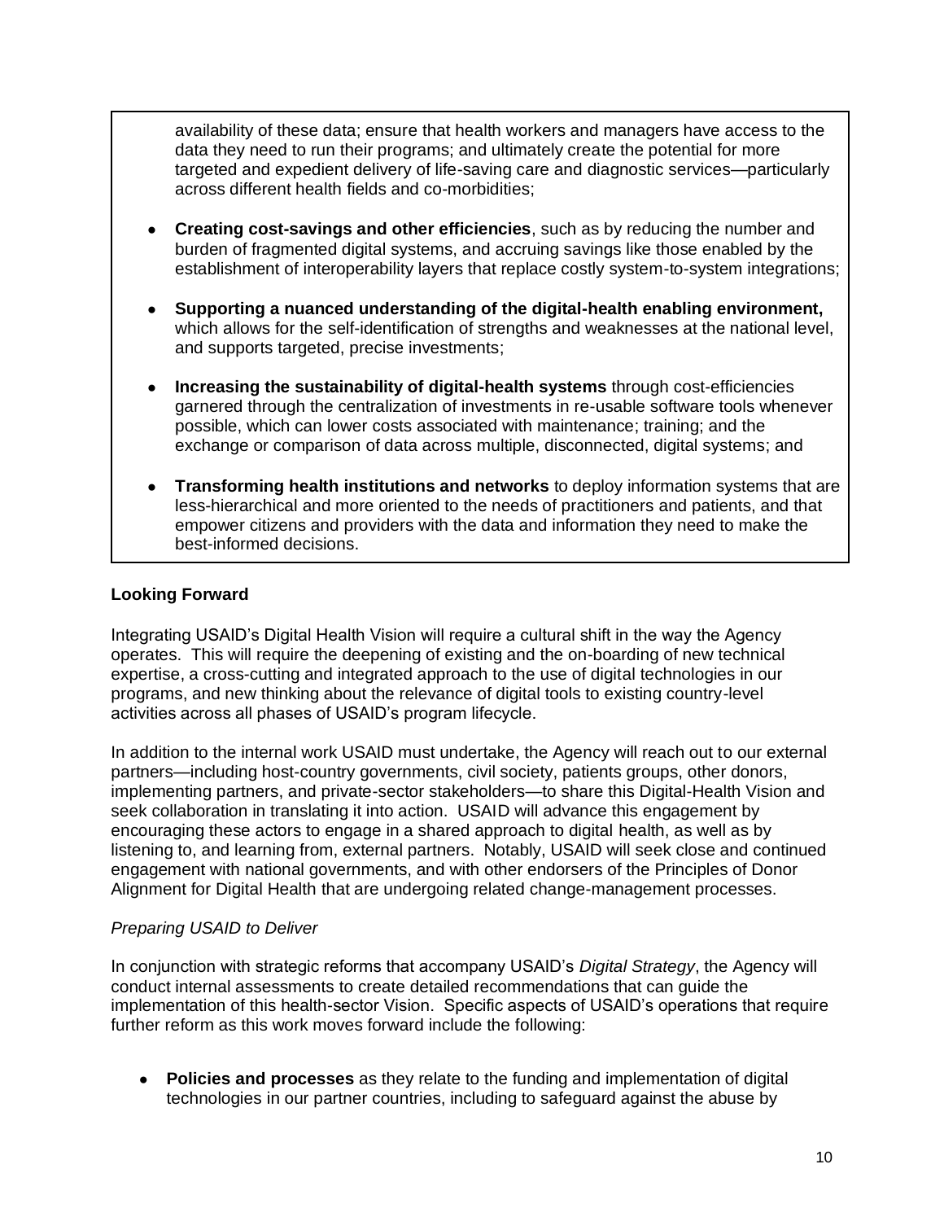availability of these data; ensure that health workers and managers have access to the data they need to run their programs; and ultimately create the potential for more targeted and expedient delivery of life-saving care and diagnostic services—particularly across different health fields and co-morbidities;

- **Creating cost-savings and other efficiencies**, such as by reducing the number and burden of fragmented digital systems, and accruing savings like those enabled by the establishment of interoperability layers that replace costly system-to-system integrations;
- **Supporting a nuanced understanding of the digital-health enabling environment,** which allows for the self-identification of strengths and weaknesses at the national level, and supports targeted, precise investments;
- **Increasing the sustainability of digital-health systems** through cost-efficiencies garnered through the centralization of investments in re-usable software tools whenever possible, which can lower costs associated with maintenance; training; and the exchange or comparison of data across multiple, disconnected, digital systems; and
- **Transforming health institutions and networks** to deploy information systems that are less-hierarchical and more oriented to the needs of practitioners and patients, and that empower citizens and providers with the data and information they need to make the best-informed decisions.

**Looking Forward**

Integrating USAID's Digital Health Vision will require a cultural shift in the way the Agency operates. This will require the deepening of existing and the on-boarding of new technical expertise, a cross-cutting and integrated approach to the use of digital technologies in our programs, and new thinking about the relevance of digital tools to existing country-level activities across all phases of USAID's program lifecycle.

In addition to the internal work USAID must undertake, the Agency will reach out to our external partners—including host-country governments, civil society, patients groups, other donors, implementing partners, and private-sector stakeholders—to share this Digital-Health Vision and seek collaboration in translating it into action. USAID will advance this engagement by encouraging these actors to engage in a shared approach to digital health, as well as by listening to, and learning from, external partners. Notably, USAID will seek close and continued engagement with national governments, and with other endorsers of the Principles of Donor Alignment for Digital Health that are undergoing related change-management processes.

*Preparing USAID to Deliver*

In conjunction with strategic reforms that accompany USAID's *Digital Strategy*, the Agency will conduct internal assessments to create detailed recommendations that can guide the implementation of this health-sector Vision. Specific aspects of USAID's operations that require further reform as this work moves forward include the following:

- **Policies and processes** as they relate to the funding and implementation of digital technologies in our partner countries, including to safeguard against the abuse by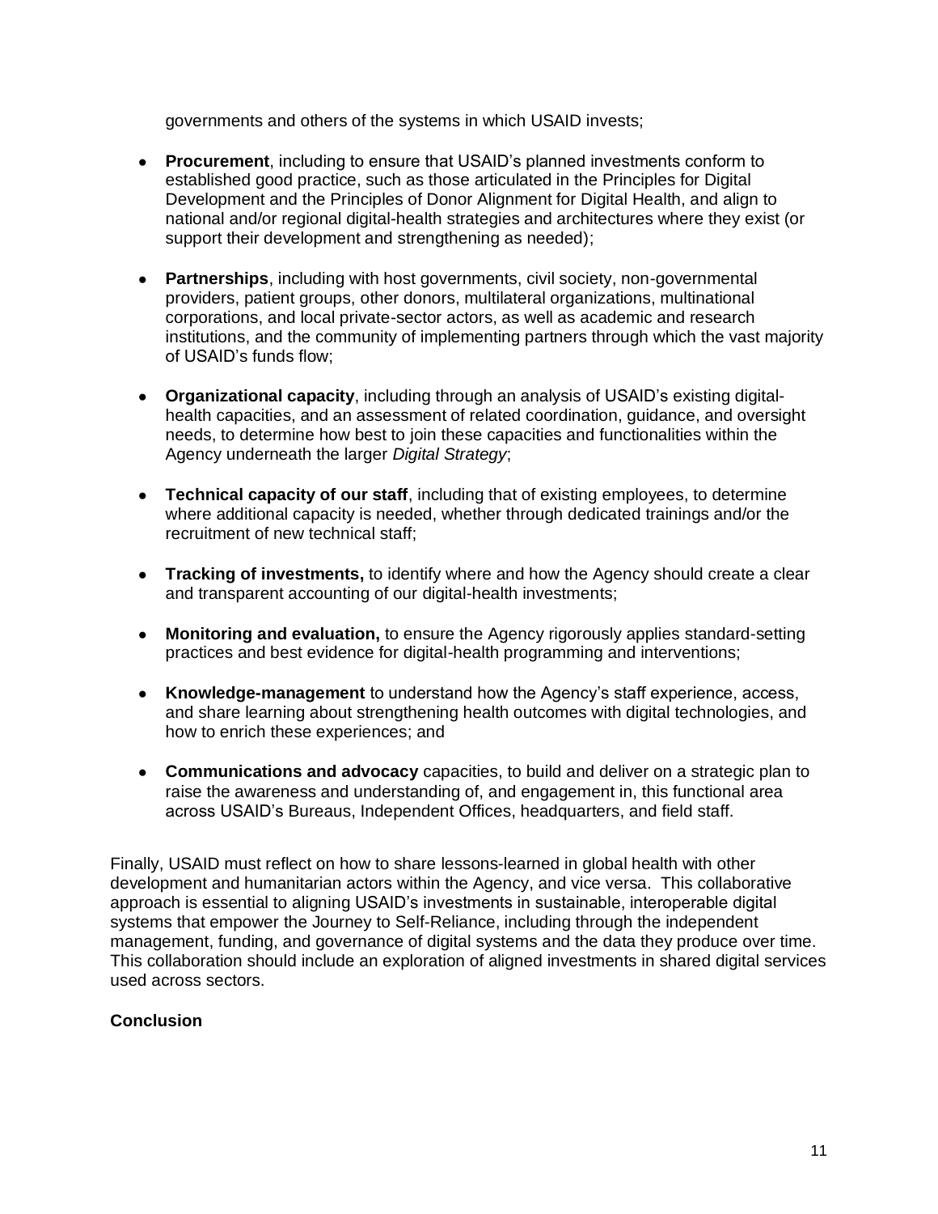governments and others of the systems in which USAID invests;

- **Procurement**, including to ensure that USAID's planned investments conform to established good practice, such as those articulated in the Principles for Digital Development and the Principles of Donor Alignment for Digital Health, and align to national and/or regional digital-health strategies and architectures where they exist (or support their development and strengthening as needed);

- **Partnerships**, including with host governments, civil society, non-governmental providers, patient groups, other donors, multilateral organizations, multinational corporations, and local private-sector actors, as well as academic and research institutions, and the community of implementing partners through which the vast majority of USAID's funds flow;

- **Organizational capacity**, including through an analysis of USAID's existing digital-health capacities, and an assessment of related coordination, guidance, and oversight needs, to determine how best to join these capacities and functionalities within the Agency underneath the larger *Digital Strategy*;

- **Technical capacity of our staff**, including that of existing employees, to determine where additional capacity is needed, whether through dedicated trainings and/or the recruitment of new technical staff;

- **Tracking of investments,** to identify where and how the Agency should create a clear and transparent accounting of our digital-health investments;

- **Monitoring and evaluation,** to ensure the Agency rigorously applies standard-setting practices and best evidence for digital-health programming and interventions;

- **Knowledge-management** to understand how the Agency's staff experience, access, and share learning about strengthening health outcomes with digital technologies, and how to enrich these experiences; and

- **Communications and advocacy** capacities, to build and deliver on a strategic plan to raise the awareness and understanding of, and engagement in, this functional area across USAID's Bureaus, Independent Offices, headquarters, and field staff.

Finally, USAID must reflect on how to share lessons-learned in global health with other development and humanitarian actors within the Agency, and vice versa. This collaborative approach is essential to aligning USAID's investments in sustainable, interoperable digital systems that empower the Journey to Self-Reliance, including through the independent management, funding, and governance of digital systems and the data they produce over time. This collaboration should include an exploration of aligned investments in shared digital services used across sectors.

**Conclusion**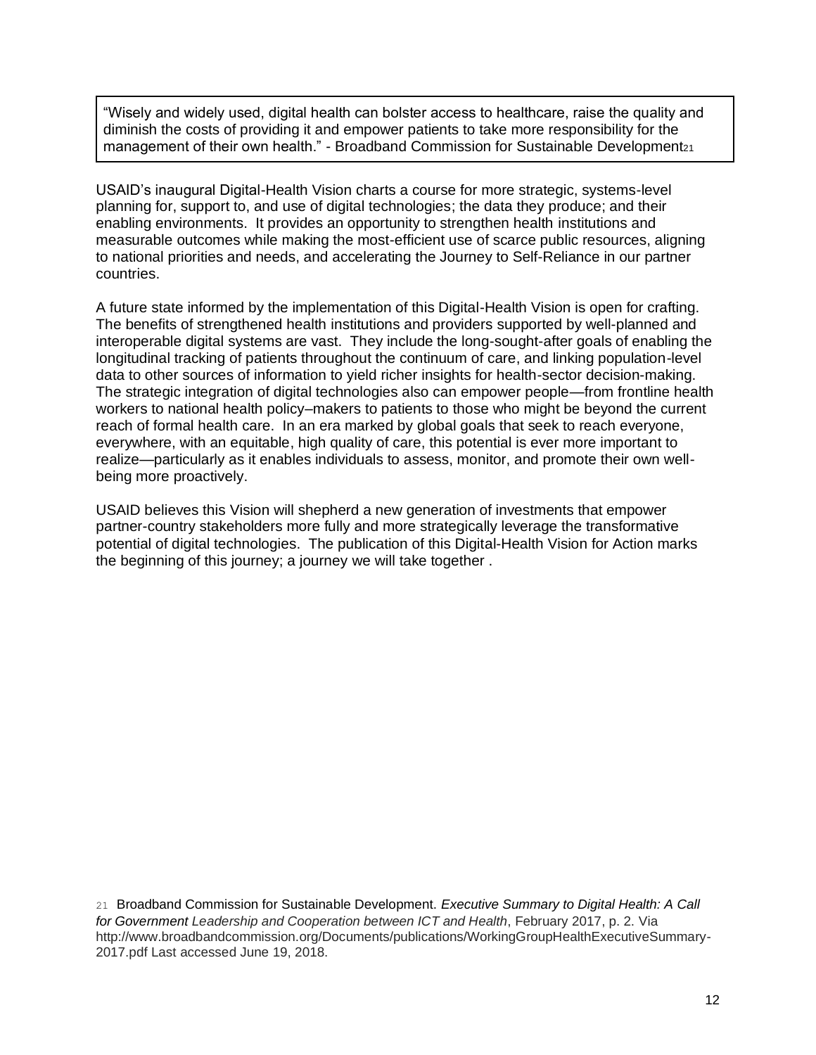> "Wisely and widely used, digital health can bolster access to healthcare, raise the quality and diminish the costs of providing it and empower patients to take more responsibility for the management of their own health." - Broadband Commission for Sustainable Development[21]

USAID's inaugural Digital-Health Vision charts a course for more strategic, systems-level planning for, support to, and use of digital technologies; the data they produce; and their enabling environments. It provides an opportunity to strengthen health institutions and measurable outcomes while making the most-efficient use of scarce public resources, aligning to national priorities and needs, and accelerating the Journey to Self-Reliance in our partner countries.

A future state informed by the implementation of this Digital-Health Vision is open for crafting. The benefits of strengthened health institutions and providers supported by well-planned and interoperable digital systems are vast. They include the long-sought-after goals of enabling the longitudinal tracking of patients throughout the continuum of care, and linking population-level data to other sources of information to yield richer insights for health-sector decision-making. The strategic integration of digital technologies also can empower people—from frontline health workers to national health policy–makers to patients to those who might be beyond the current reach of formal health care. In an era marked by global goals that seek to reach everyone, everywhere, with an equitable, high quality of care, this potential is ever more important to realize—particularly as it enables individuals to assess, monitor, and promote their own well-being more proactively.

USAID believes this Vision will shepherd a new generation of investments that empower partner-country stakeholders more fully and more strategically leverage the transformative potential of digital technologies. The publication of this Digital-Health Vision for Action marks the beginning of this journey; a journey we will take together .

21 Broadband Commission for Sustainable Development. *Executive Summary to Digital Health: A Call for Government Leadership and Cooperation between ICT and Health*, February 2017, p. 2. Via http://www.broadbandcommission.org/Documents/publications/WorkingGroupHealthExecutiveSummary-2017.pdf Last accessed June 19, 2018.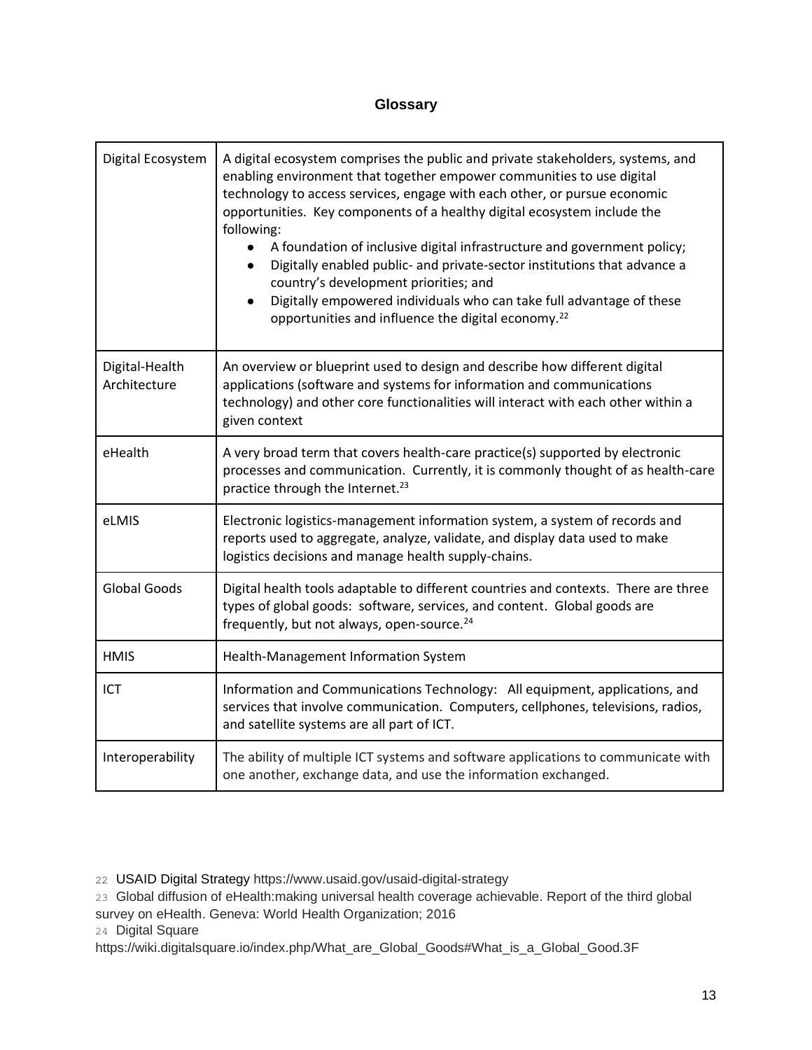## Glossary

| | |
|---|---|
| Digital Ecosystem | A digital ecosystem comprises the public and private stakeholders, systems, and enabling environment that together empower communities to use digital technology to access services, engage with each other, or pursue economic opportunities. Key components of a healthy digital ecosystem include the following:<br>• A foundation of inclusive digital infrastructure and government policy;<br>• Digitally enabled public- and private-sector institutions that advance a country's development priorities; and<br>• Digitally empowered individuals who can take full advantage of these opportunities and influence the digital economy.[22] |
| Digital-Health Architecture | An overview or blueprint used to design and describe how different digital applications (software and systems for information and communications technology) and other core functionalities will interact with each other within a given context |
| eHealth | A very broad term that covers health-care practice(s) supported by electronic processes and communication. Currently, it is commonly thought of as health-care practice through the Internet.[23] |
| eLMIS | Electronic logistics-management information system, a system of records and reports used to aggregate, analyze, validate, and display data used to make logistics decisions and manage health supply-chains. |
| Global Goods | Digital health tools adaptable to different countries and contexts. There are three types of global goods: software, services, and content. Global goods are frequently, but not always, open-source.[24] |
| HMIS | Health-Management Information System |
| ICT | Information and Communications Technology: All equipment, applications, and services that involve communication. Computers, cellphones, televisions, radios, and satellite systems are all part of ICT. |
| Interoperability | The ability of multiple ICT systems and software applications to communicate with one another, exchange data, and use the information exchanged. |

22 USAID Digital Strategy https://www.usaid.gov/usaid-digital-strategy

23 Global diffusion of eHealth:making universal health coverage achievable. Report of the third global survey on eHealth. Geneva: World Health Organization; 2016

24 Digital Square https://wiki.digitalsquare.io/index.php/What_are_Global_Goods#What_is_a_Global_Good.3F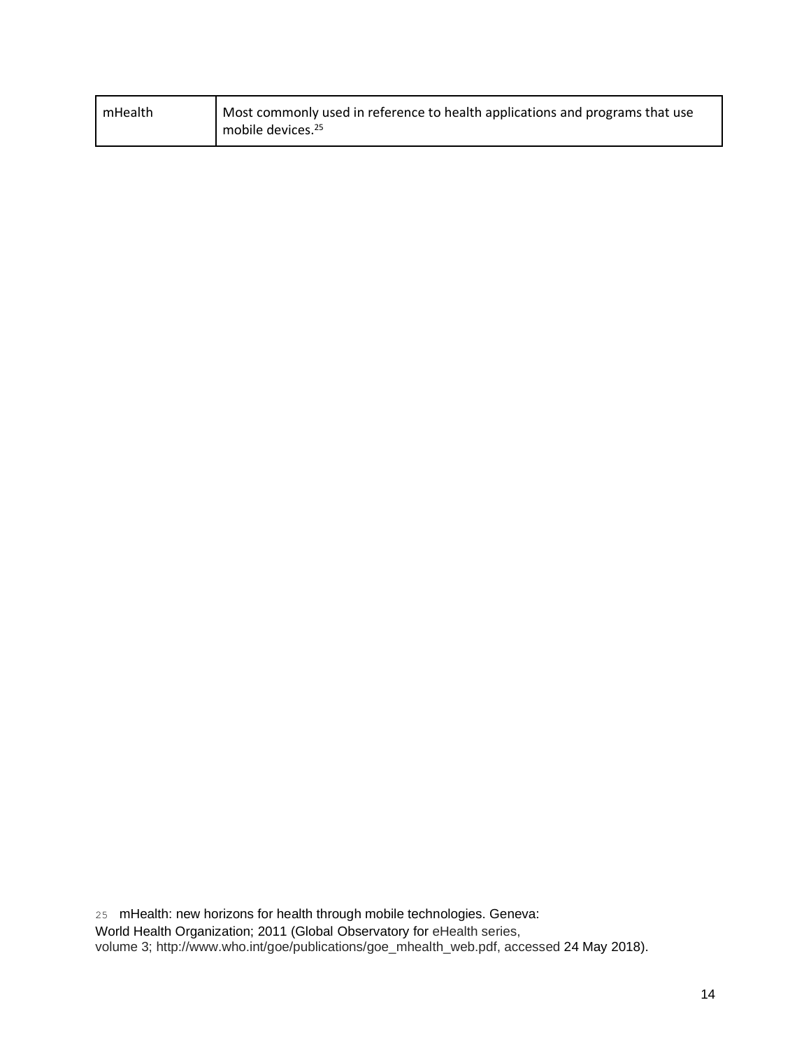| | |
|---|---|
| mHealth | Most commonly used in reference to health applications and programs that use mobile devices.[25] |

[25] mHealth: new horizons for health through mobile technologies. Geneva: World Health Organization; 2011 (Global Observatory for eHealth series, volume 3; http://www.who.int/goe/publications/goe_mhealth_web.pdf, accessed 24 May 2018).